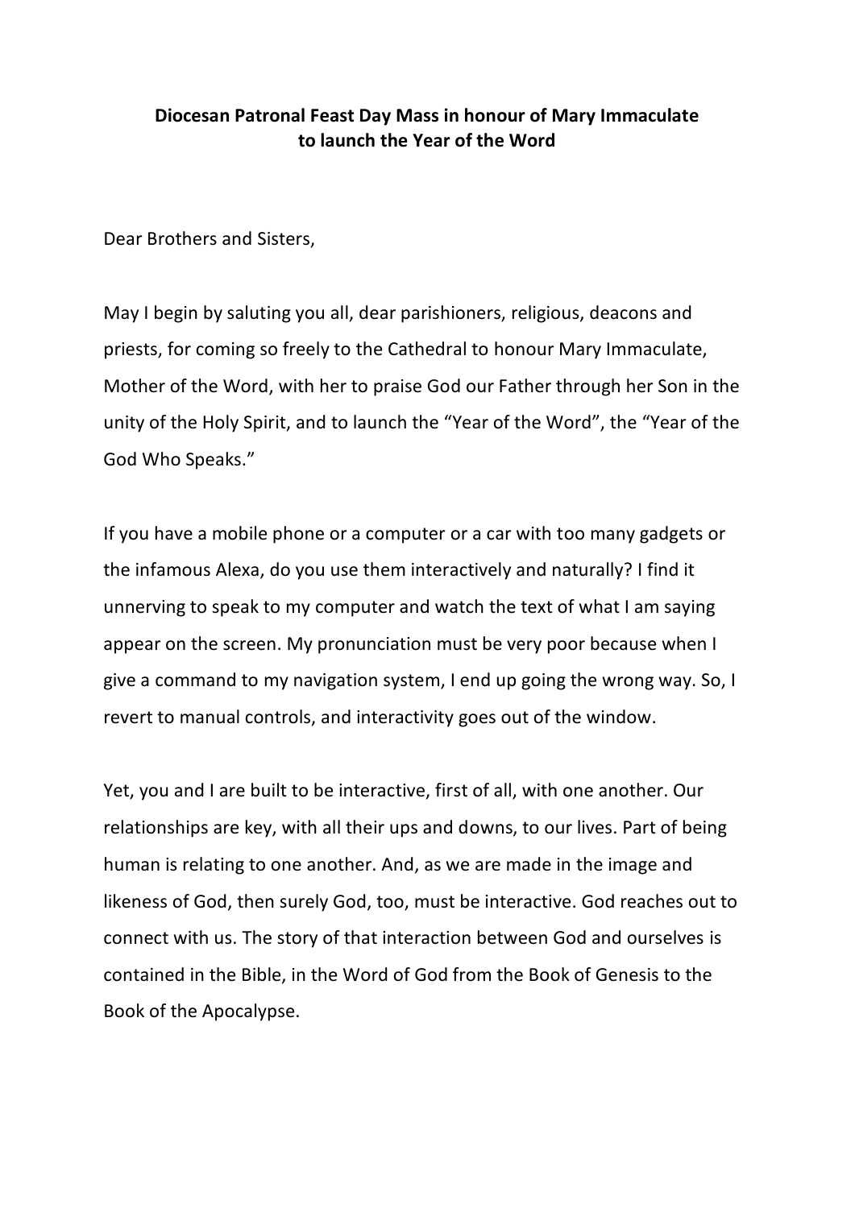**Diocesan Patronal Feast Day Mass in honour of Mary Immaculate to launch the Year of the Word**

Dear Brothers and Sisters,

May I begin by saluting you all, dear parishioners, religious, deacons and priests, for coming so freely to the Cathedral to honour Mary Immaculate, Mother of the Word, with her to praise God our Father through her Son in the unity of the Holy Spirit, and to launch the "Year of the Word", the "Year of the God Who Speaks."

If you have a mobile phone or a computer or a car with too many gadgets or the infamous Alexa, do you use them interactively and naturally? I find it unnerving to speak to my computer and watch the text of what I am saying appear on the screen. My pronunciation must be very poor because when I give a command to my navigation system, I end up going the wrong way. So, I revert to manual controls, and interactivity goes out of the window.

Yet, you and I are built to be interactive, first of all, with one another. Our relationships are key, with all their ups and downs, to our lives. Part of being human is relating to one another. And, as we are made in the image and likeness of God, then surely God, too, must be interactive. God reaches out to connect with us. The story of that interaction between God and ourselves is contained in the Bible, in the Word of God from the Book of Genesis to the Book of the Apocalypse.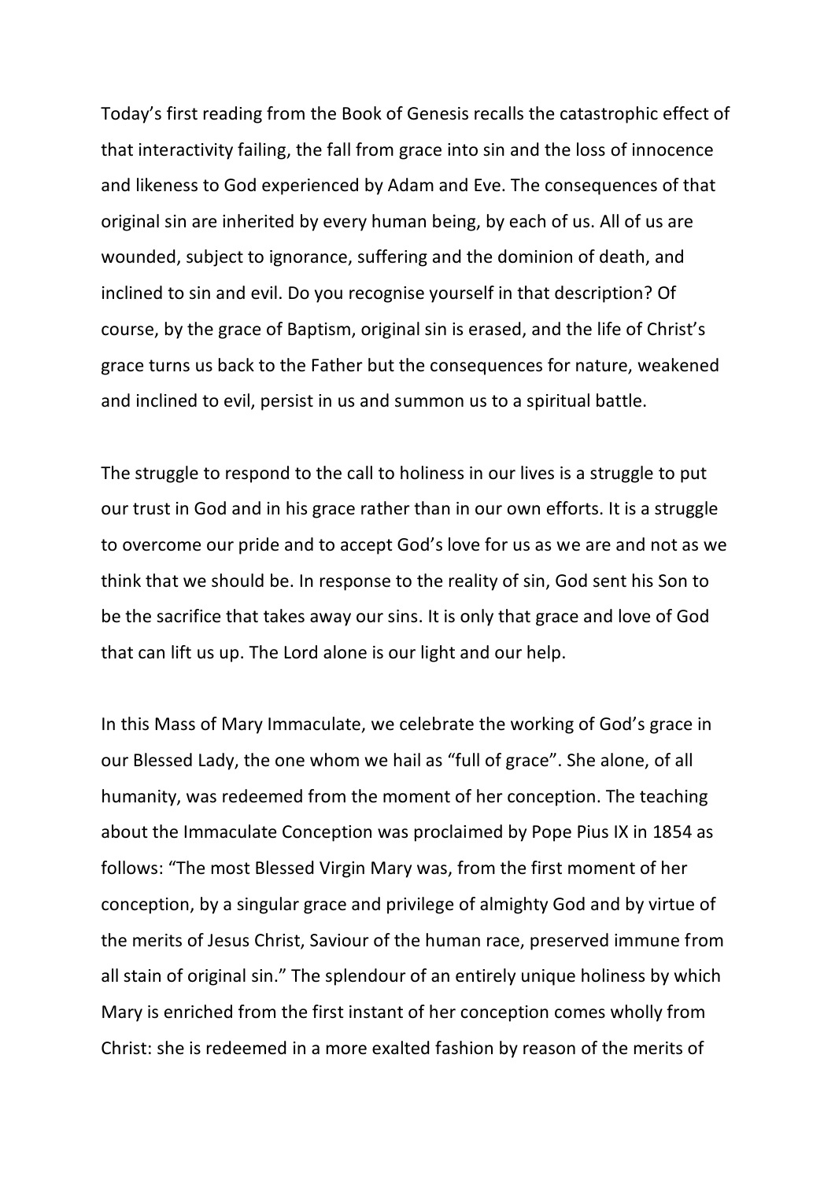Today's first reading from the Book of Genesis recalls the catastrophic effect of that interactivity failing, the fall from grace into sin and the loss of innocence and likeness to God experienced by Adam and Eve. The consequences of that original sin are inherited by every human being, by each of us. All of us are wounded, subject to ignorance, suffering and the dominion of death, and inclined to sin and evil. Do you recognise yourself in that description? Of course, by the grace of Baptism, original sin is erased, and the life of Christ's grace turns us back to the Father but the consequences for nature, weakened and inclined to evil, persist in us and summon us to a spiritual battle.

The struggle to respond to the call to holiness in our lives is a struggle to put our trust in God and in his grace rather than in our own efforts. It is a struggle to overcome our pride and to accept God's love for us as we are and not as we think that we should be. In response to the reality of sin, God sent his Son to be the sacrifice that takes away our sins. It is only that grace and love of God that can lift us up. The Lord alone is our light and our help.

In this Mass of Mary Immaculate, we celebrate the working of God's grace in our Blessed Lady, the one whom we hail as "full of grace". She alone, of all humanity, was redeemed from the moment of her conception. The teaching about the Immaculate Conception was proclaimed by Pope Pius IX in 1854 as follows: "The most Blessed Virgin Mary was, from the first moment of her conception, by a singular grace and privilege of almighty God and by virtue of the merits of Jesus Christ, Saviour of the human race, preserved immune from all stain of original sin." The splendour of an entirely unique holiness by which Mary is enriched from the first instant of her conception comes wholly from Christ: she is redeemed in a more exalted fashion by reason of the merits of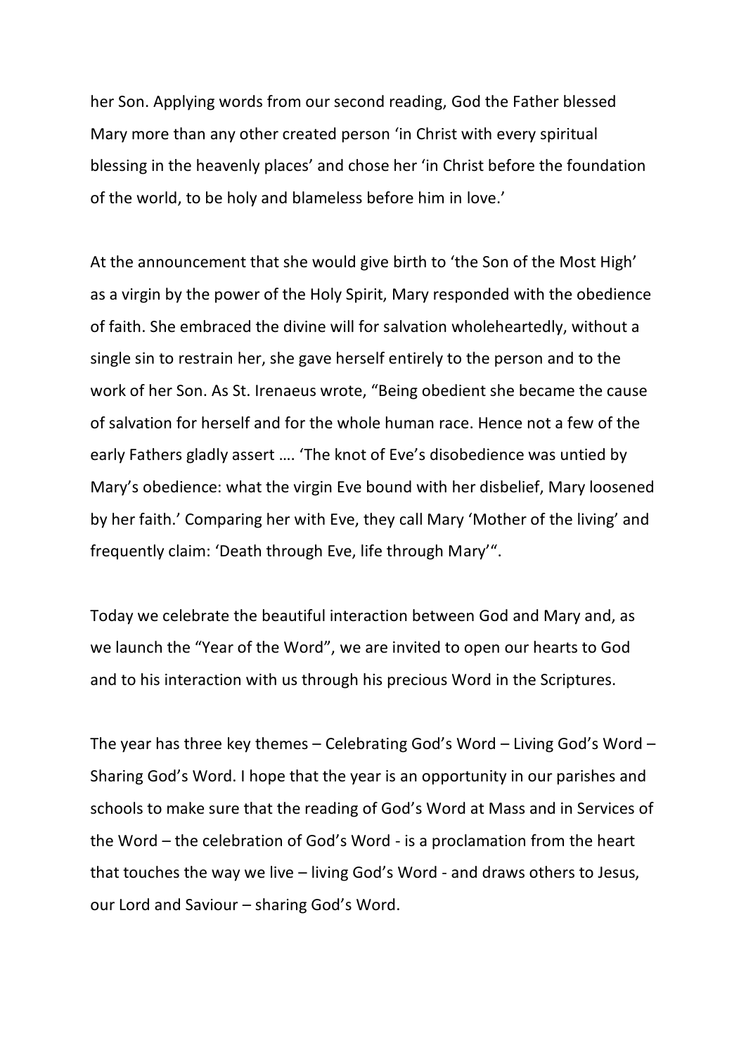her Son. Applying words from our second reading, God the Father blessed Mary more than any other created person 'in Christ with every spiritual blessing in the heavenly places' and chose her 'in Christ before the foundation of the world, to be holy and blameless before him in love.'

At the announcement that she would give birth to 'the Son of the Most High' as a virgin by the power of the Holy Spirit, Mary responded with the obedience of faith. She embraced the divine will for salvation wholeheartedly, without a single sin to restrain her, she gave herself entirely to the person and to the work of her Son. As St. Irenaeus wrote, "Being obedient she became the cause of salvation for herself and for the whole human race. Hence not a few of the early Fathers gladly assert …. 'The knot of Eve's disobedience was untied by Mary's obedience: what the virgin Eve bound with her disbelief, Mary loosened by her faith.' Comparing her with Eve, they call Mary 'Mother of the living' and frequently claim: 'Death through Eve, life through Mary'".

Today we celebrate the beautiful interaction between God and Mary and, as we launch the "Year of the Word", we are invited to open our hearts to God and to his interaction with us through his precious Word in the Scriptures.

The year has three key themes – Celebrating God's Word – Living God's Word – Sharing God's Word. I hope that the year is an opportunity in our parishes and schools to make sure that the reading of God's Word at Mass and in Services of the Word – the celebration of God's Word - is a proclamation from the heart that touches the way we live – living God's Word - and draws others to Jesus, our Lord and Saviour – sharing God's Word.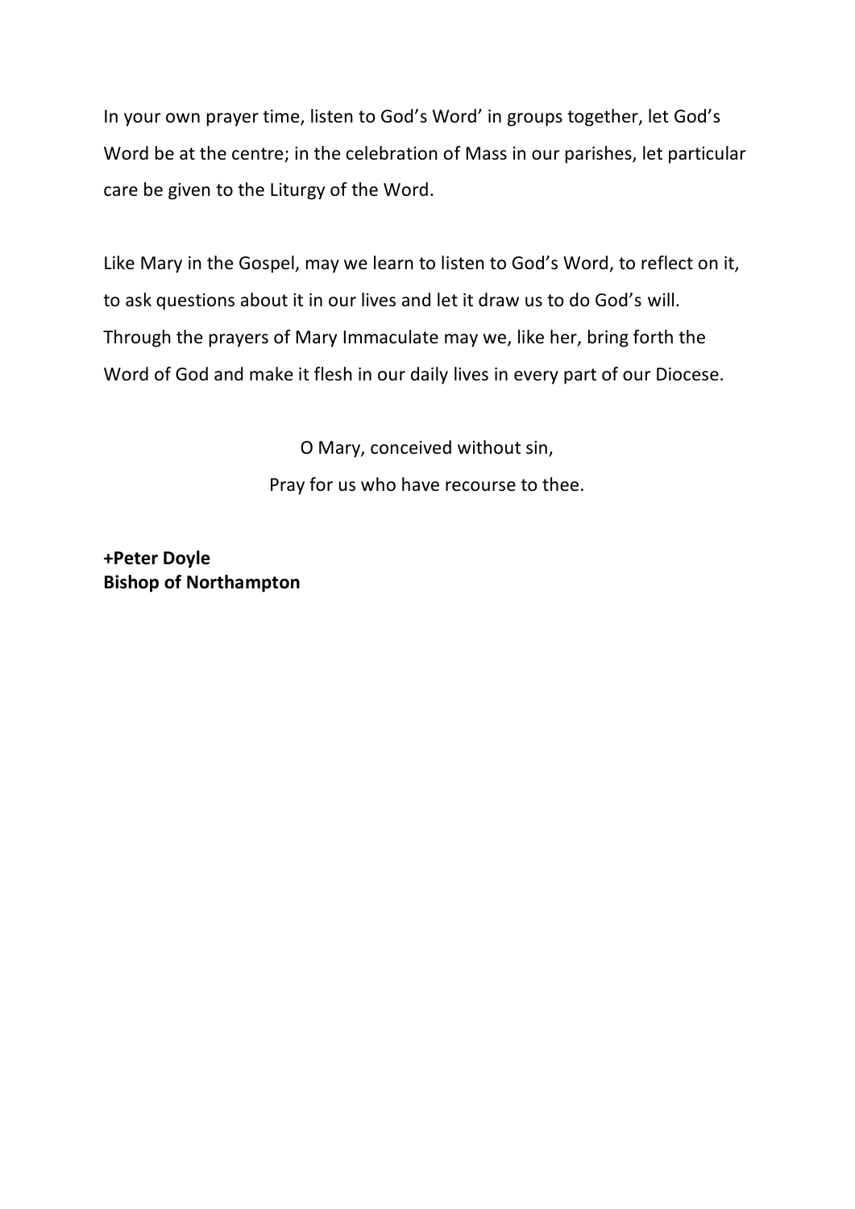In your own prayer time, listen to God's Word' in groups together, let God's Word be at the centre; in the celebration of Mass in our parishes, let particular care be given to the Liturgy of the Word.

Like Mary in the Gospel, may we learn to listen to God's Word, to reflect on it, to ask questions about it in our lives and let it draw us to do God's will. Through the prayers of Mary Immaculate may we, like her, bring forth the Word of God and make it flesh in our daily lives in every part of our Diocese.

O Mary, conceived without sin,
Pray for us who have recourse to thee.

**+Peter Doyle**
**Bishop of Northampton**